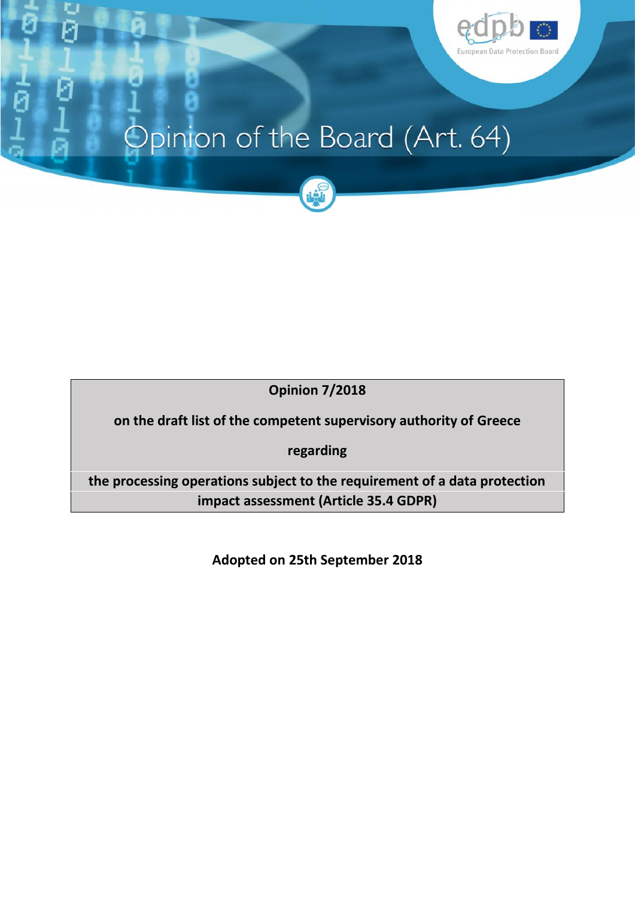# Opinion of the Board (Art. 64)

**Opinion 7/2018**

**on the draft list of the competent supervisory authority of Greece**

**regarding**

**the processing operations subject to the requirement of a data protection impact assessment (Article 35.4 GDPR)**

**Adopted on 25th September 2018**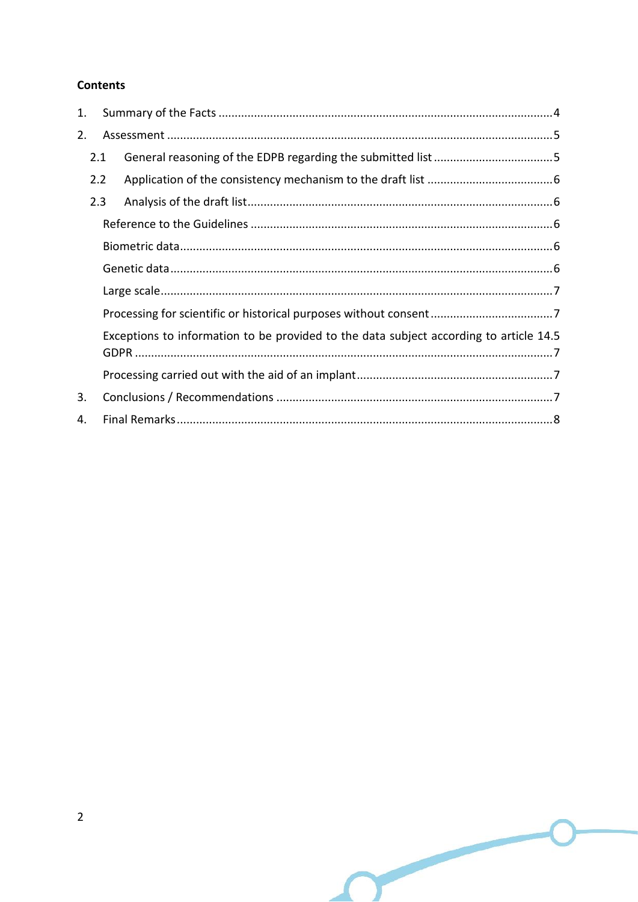**Contents**

1. Summary of the Facts ....................................................................................................4
2. Assessment ...................................................................................................................5
   - 2.1 General reasoning of the EDPB regarding the submitted list ....................................5
   - 2.2 Application of the consistency mechanism to the draft list ......................................6
   - 2.3 Analysis of the draft list............................................................................................6
     - Reference to the Guidelines ............................................................................................6
     - Biometric data.................................................................................................................6
     - Genetic data ...................................................................................................................6
     - Large scale......................................................................................................................7
     - Processing for scientific or historical purposes without consent .....................................7
     - Exceptions to information to be provided to the data subject according to article 14.5 GDPR ...............................................................................................................................7
     - Processing carried out with the aid of an implant............................................................7
3. Conclusions / Recommendations ....................................................................................7
4. Final Remarks..................................................................................................................8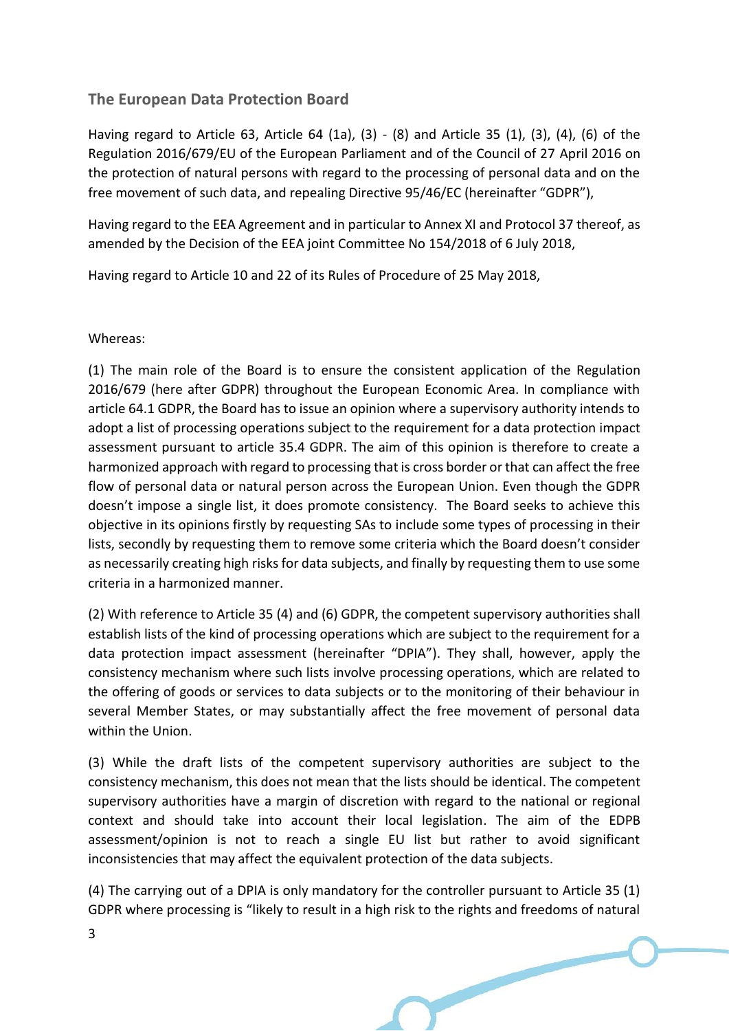## The European Data Protection Board

Having regard to Article 63, Article 64 (1a), (3) - (8) and Article 35 (1), (3), (4), (6) of the Regulation 2016/679/EU of the European Parliament and of the Council of 27 April 2016 on the protection of natural persons with regard to the processing of personal data and on the free movement of such data, and repealing Directive 95/46/EC (hereinafter "GDPR"),

Having regard to the EEA Agreement and in particular to Annex XI and Protocol 37 thereof, as amended by the Decision of the EEA joint Committee No 154/2018 of 6 July 2018,

Having regard to Article 10 and 22 of its Rules of Procedure of 25 May 2018,

Whereas:

(1) The main role of the Board is to ensure the consistent application of the Regulation 2016/679 (here after GDPR) throughout the European Economic Area. In compliance with article 64.1 GDPR, the Board has to issue an opinion where a supervisory authority intends to adopt a list of processing operations subject to the requirement for a data protection impact assessment pursuant to article 35.4 GDPR. The aim of this opinion is therefore to create a harmonized approach with regard to processing that is cross border or that can affect the free flow of personal data or natural person across the European Union. Even though the GDPR doesn't impose a single list, it does promote consistency. The Board seeks to achieve this objective in its opinions firstly by requesting SAs to include some types of processing in their lists, secondly by requesting them to remove some criteria which the Board doesn't consider as necessarily creating high risks for data subjects, and finally by requesting them to use some criteria in a harmonized manner.

(2) With reference to Article 35 (4) and (6) GDPR, the competent supervisory authorities shall establish lists of the kind of processing operations which are subject to the requirement for a data protection impact assessment (hereinafter "DPIA"). They shall, however, apply the consistency mechanism where such lists involve processing operations, which are related to the offering of goods or services to data subjects or to the monitoring of their behaviour in several Member States, or may substantially affect the free movement of personal data within the Union.

(3) While the draft lists of the competent supervisory authorities are subject to the consistency mechanism, this does not mean that the lists should be identical. The competent supervisory authorities have a margin of discretion with regard to the national or regional context and should take into account their local legislation. The aim of the EDPB assessment/opinion is not to reach a single EU list but rather to avoid significant inconsistencies that may affect the equivalent protection of the data subjects.

(4) The carrying out of a DPIA is only mandatory for the controller pursuant to Article 35 (1) GDPR where processing is "likely to result in a high risk to the rights and freedoms of natural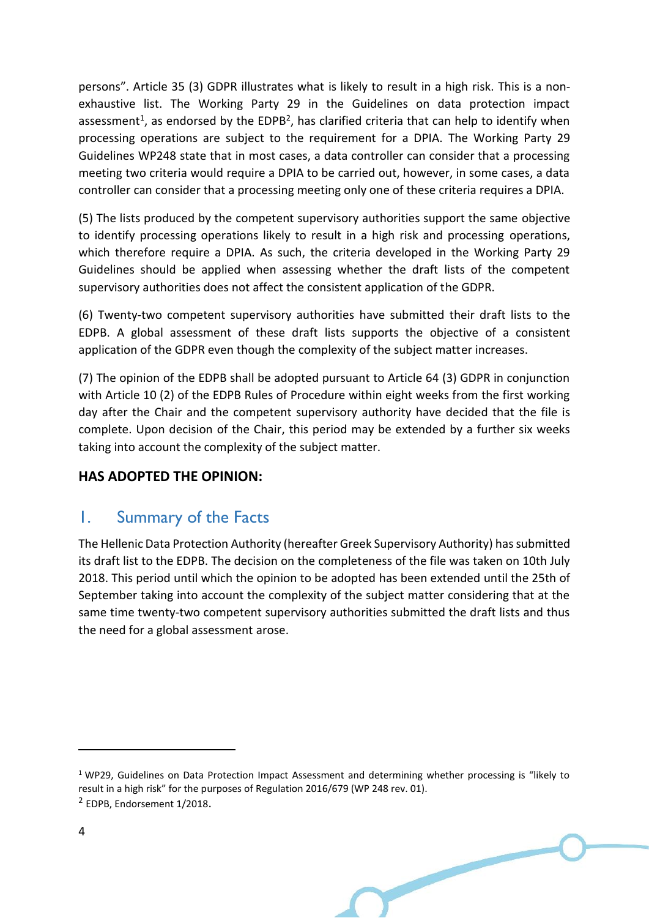persons". Article 35 (3) GDPR illustrates what is likely to result in a high risk. This is a non-exhaustive list. The Working Party 29 in the Guidelines on data protection impact assessment[1], as endorsed by the EDPB[2], has clarified criteria that can help to identify when processing operations are subject to the requirement for a DPIA. The Working Party 29 Guidelines WP248 state that in most cases, a data controller can consider that a processing meeting two criteria would require a DPIA to be carried out, however, in some cases, a data controller can consider that a processing meeting only one of these criteria requires a DPIA.

(5) The lists produced by the competent supervisory authorities support the same objective to identify processing operations likely to result in a high risk and processing operations, which therefore require a DPIA. As such, the criteria developed in the Working Party 29 Guidelines should be applied when assessing whether the draft lists of the competent supervisory authorities does not affect the consistent application of the GDPR.

(6) Twenty-two competent supervisory authorities have submitted their draft lists to the EDPB. A global assessment of these draft lists supports the objective of a consistent application of the GDPR even though the complexity of the subject matter increases.

(7) The opinion of the EDPB shall be adopted pursuant to Article 64 (3) GDPR in conjunction with Article 10 (2) of the EDPB Rules of Procedure within eight weeks from the first working day after the Chair and the competent supervisory authority have decided that the file is complete. Upon decision of the Chair, this period may be extended by a further six weeks taking into account the complexity of the subject matter.

**HAS ADOPTED THE OPINION:**

## 1. Summary of the Facts

The Hellenic Data Protection Authority (hereafter Greek Supervisory Authority) has submitted its draft list to the EDPB. The decision on the completeness of the file was taken on 10th July 2018. This period until which the opinion to be adopted has been extended until the 25th of September taking into account the complexity of the subject matter considering that at the same time twenty-two competent supervisory authorities submitted the draft lists and thus the need for a global assessment arose.

---

[1] WP29, Guidelines on Data Protection Impact Assessment and determining whether processing is "likely to result in a high risk" for the purposes of Regulation 2016/679 (WP 248 rev. 01).

[2] EDPB, Endorsement 1/2018.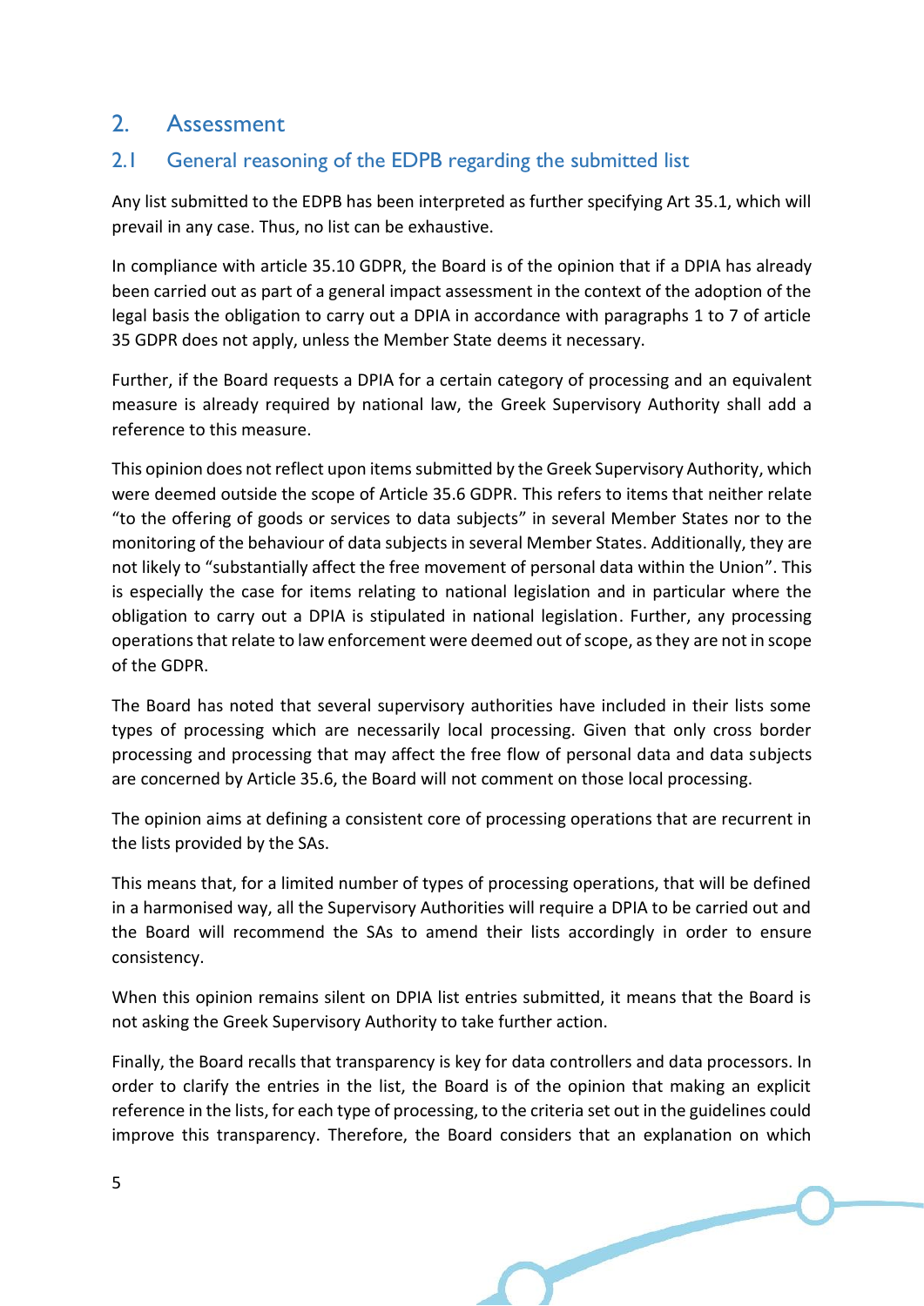# 2. Assessment

## 2.1 General reasoning of the EDPB regarding the submitted list

Any list submitted to the EDPB has been interpreted as further specifying Art 35.1, which will prevail in any case. Thus, no list can be exhaustive.

In compliance with article 35.10 GDPR, the Board is of the opinion that if a DPIA has already been carried out as part of a general impact assessment in the context of the adoption of the legal basis the obligation to carry out a DPIA in accordance with paragraphs 1 to 7 of article 35 GDPR does not apply, unless the Member State deems it necessary.

Further, if the Board requests a DPIA for a certain category of processing and an equivalent measure is already required by national law, the Greek Supervisory Authority shall add a reference to this measure.

This opinion does not reflect upon items submitted by the Greek Supervisory Authority, which were deemed outside the scope of Article 35.6 GDPR. This refers to items that neither relate "to the offering of goods or services to data subjects" in several Member States nor to the monitoring of the behaviour of data subjects in several Member States. Additionally, they are not likely to "substantially affect the free movement of personal data within the Union". This is especially the case for items relating to national legislation and in particular where the obligation to carry out a DPIA is stipulated in national legislation. Further, any processing operations that relate to law enforcement were deemed out of scope, as they are not in scope of the GDPR.

The Board has noted that several supervisory authorities have included in their lists some types of processing which are necessarily local processing. Given that only cross border processing and processing that may affect the free flow of personal data and data subjects are concerned by Article 35.6, the Board will not comment on those local processing.

The opinion aims at defining a consistent core of processing operations that are recurrent in the lists provided by the SAs.

This means that, for a limited number of types of processing operations, that will be defined in a harmonised way, all the Supervisory Authorities will require a DPIA to be carried out and the Board will recommend the SAs to amend their lists accordingly in order to ensure consistency.

When this opinion remains silent on DPIA list entries submitted, it means that the Board is not asking the Greek Supervisory Authority to take further action.

Finally, the Board recalls that transparency is key for data controllers and data processors. In order to clarify the entries in the list, the Board is of the opinion that making an explicit reference in the lists, for each type of processing, to the criteria set out in the guidelines could improve this transparency. Therefore, the Board considers that an explanation on which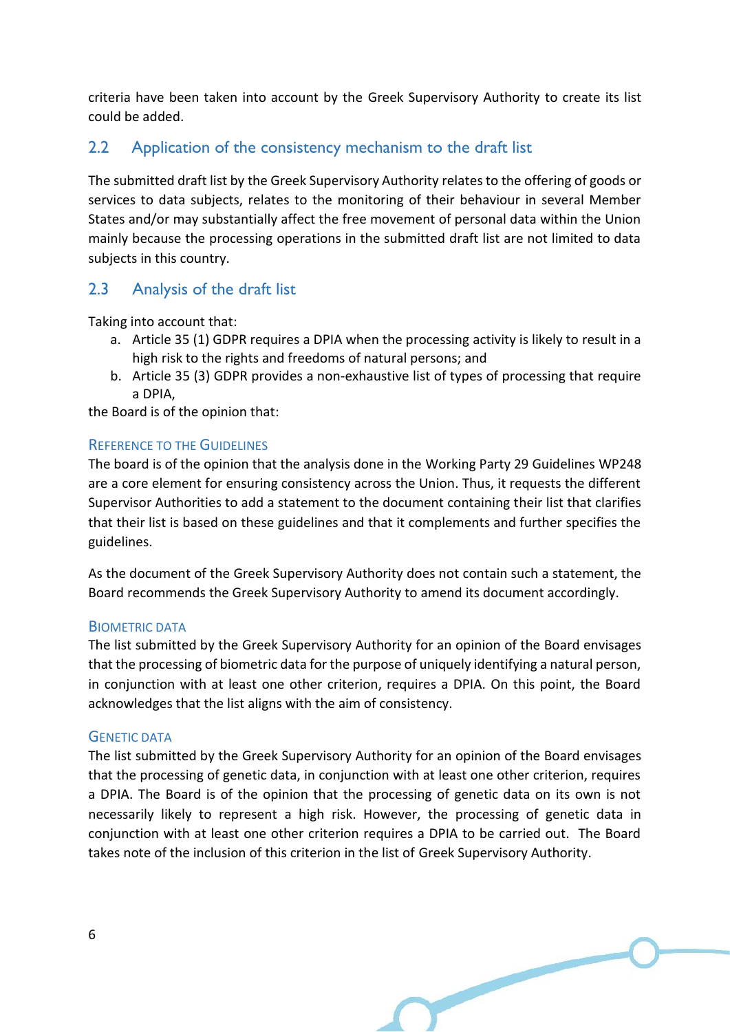criteria have been taken into account by the Greek Supervisory Authority to create its list could be added.

## 2.2 Application of the consistency mechanism to the draft list

The submitted draft list by the Greek Supervisory Authority relates to the offering of goods or services to data subjects, relates to the monitoring of their behaviour in several Member States and/or may substantially affect the free movement of personal data within the Union mainly because the processing operations in the submitted draft list are not limited to data subjects in this country.

## 2.3 Analysis of the draft list

Taking into account that:

a. Article 35 (1) GDPR requires a DPIA when the processing activity is likely to result in a high risk to the rights and freedoms of natural persons; and
b. Article 35 (3) GDPR provides a non-exhaustive list of types of processing that require a DPIA,

the Board is of the opinion that:

### Reference to the Guidelines

The board is of the opinion that the analysis done in the Working Party 29 Guidelines WP248 are a core element for ensuring consistency across the Union. Thus, it requests the different Supervisor Authorities to add a statement to the document containing their list that clarifies that their list is based on these guidelines and that it complements and further specifies the guidelines.

As the document of the Greek Supervisory Authority does not contain such a statement, the Board recommends the Greek Supervisory Authority to amend its document accordingly.

### Biometric data

The list submitted by the Greek Supervisory Authority for an opinion of the Board envisages that the processing of biometric data for the purpose of uniquely identifying a natural person, in conjunction with at least one other criterion, requires a DPIA. On this point, the Board acknowledges that the list aligns with the aim of consistency.

### Genetic data

The list submitted by the Greek Supervisory Authority for an opinion of the Board envisages that the processing of genetic data, in conjunction with at least one other criterion, requires a DPIA. The Board is of the opinion that the processing of genetic data on its own is not necessarily likely to represent a high risk. However, the processing of genetic data in conjunction with at least one other criterion requires a DPIA to be carried out. The Board takes note of the inclusion of this criterion in the list of Greek Supervisory Authority.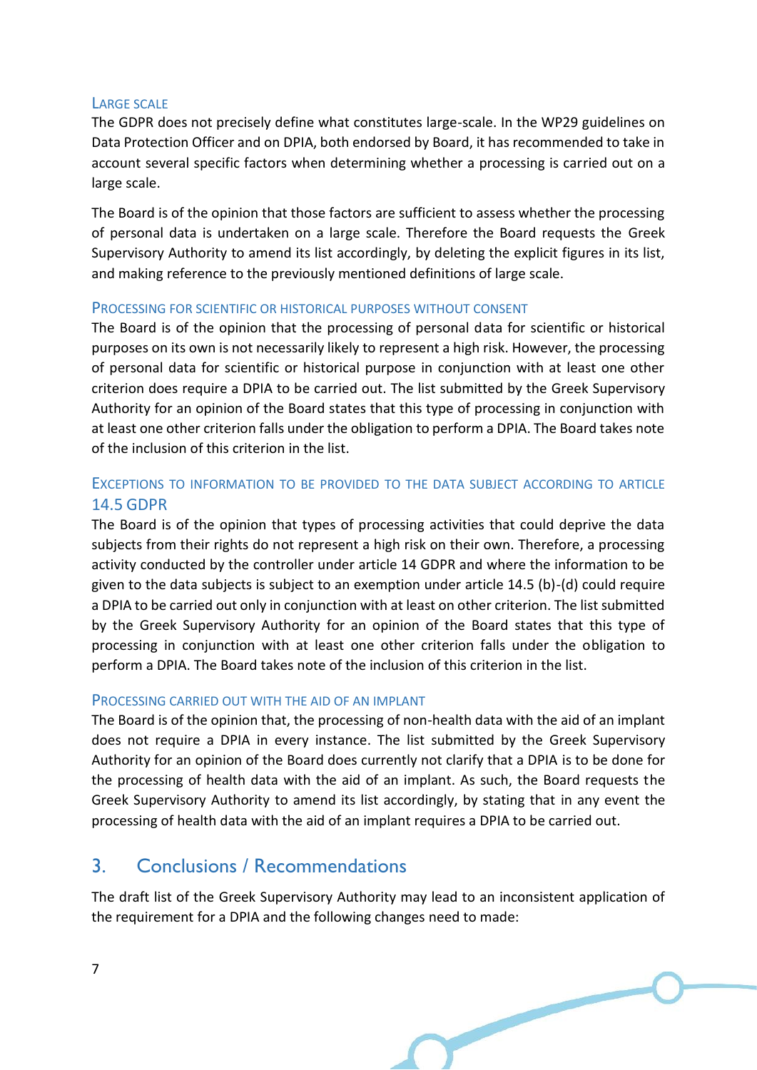### Large scale

The GDPR does not precisely define what constitutes large-scale. In the WP29 guidelines on Data Protection Officer and on DPIA, both endorsed by Board, it has recommended to take in account several specific factors when determining whether a processing is carried out on a large scale.

The Board is of the opinion that those factors are sufficient to assess whether the processing of personal data is undertaken on a large scale. Therefore the Board requests the Greek Supervisory Authority to amend its list accordingly, by deleting the explicit figures in its list, and making reference to the previously mentioned definitions of large scale.

### Processing for scientific or historical purposes without consent

The Board is of the opinion that the processing of personal data for scientific or historical purposes on its own is not necessarily likely to represent a high risk. However, the processing of personal data for scientific or historical purpose in conjunction with at least one other criterion does require a DPIA to be carried out. The list submitted by the Greek Supervisory Authority for an opinion of the Board states that this type of processing in conjunction with at least one other criterion falls under the obligation to perform a DPIA. The Board takes note of the inclusion of this criterion in the list.

### Exceptions to information to be provided to the data subject according to article 14.5 GDPR

The Board is of the opinion that types of processing activities that could deprive the data subjects from their rights do not represent a high risk on their own. Therefore, a processing activity conducted by the controller under article 14 GDPR and where the information to be given to the data subjects is subject to an exemption under article 14.5 (b)-(d) could require a DPIA to be carried out only in conjunction with at least on other criterion. The list submitted by the Greek Supervisory Authority for an opinion of the Board states that this type of processing in conjunction with at least one other criterion falls under the obligation to perform a DPIA. The Board takes note of the inclusion of this criterion in the list.

### Processing carried out with the aid of an implant

The Board is of the opinion that, the processing of non-health data with the aid of an implant does not require a DPIA in every instance. The list submitted by the Greek Supervisory Authority for an opinion of the Board does currently not clarify that a DPIA is to be done for the processing of health data with the aid of an implant. As such, the Board requests the Greek Supervisory Authority to amend its list accordingly, by stating that in any event the processing of health data with the aid of an implant requires a DPIA to be carried out.

## 3. Conclusions / Recommendations

The draft list of the Greek Supervisory Authority may lead to an inconsistent application of the requirement for a DPIA and the following changes need to made: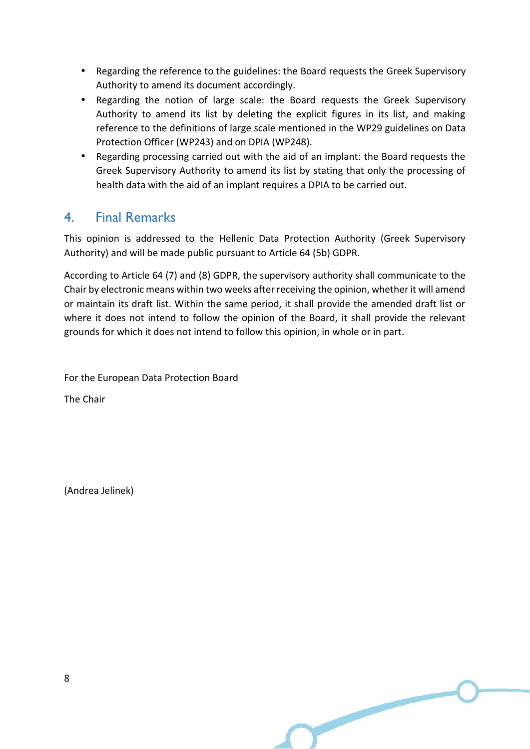- Regarding the reference to the guidelines: the Board requests the Greek Supervisory Authority to amend its document accordingly.
- Regarding the notion of large scale: the Board requests the Greek Supervisory Authority to amend its list by deleting the explicit figures in its list, and making reference to the definitions of large scale mentioned in the WP29 guidelines on Data Protection Officer (WP243) and on DPIA (WP248).
- Regarding processing carried out with the aid of an implant: the Board requests the Greek Supervisory Authority to amend its list by stating that only the processing of health data with the aid of an implant requires a DPIA to be carried out.

## 4. Final Remarks

This opinion is addressed to the Hellenic Data Protection Authority (Greek Supervisory Authority) and will be made public pursuant to Article 64 (5b) GDPR.

According to Article 64 (7) and (8) GDPR, the supervisory authority shall communicate to the Chair by electronic means within two weeks after receiving the opinion, whether it will amend or maintain its draft list. Within the same period, it shall provide the amended draft list or where it does not intend to follow the opinion of the Board, it shall provide the relevant grounds for which it does not intend to follow this opinion, in whole or in part.

For the European Data Protection Board

The Chair

(Andrea Jelinek)